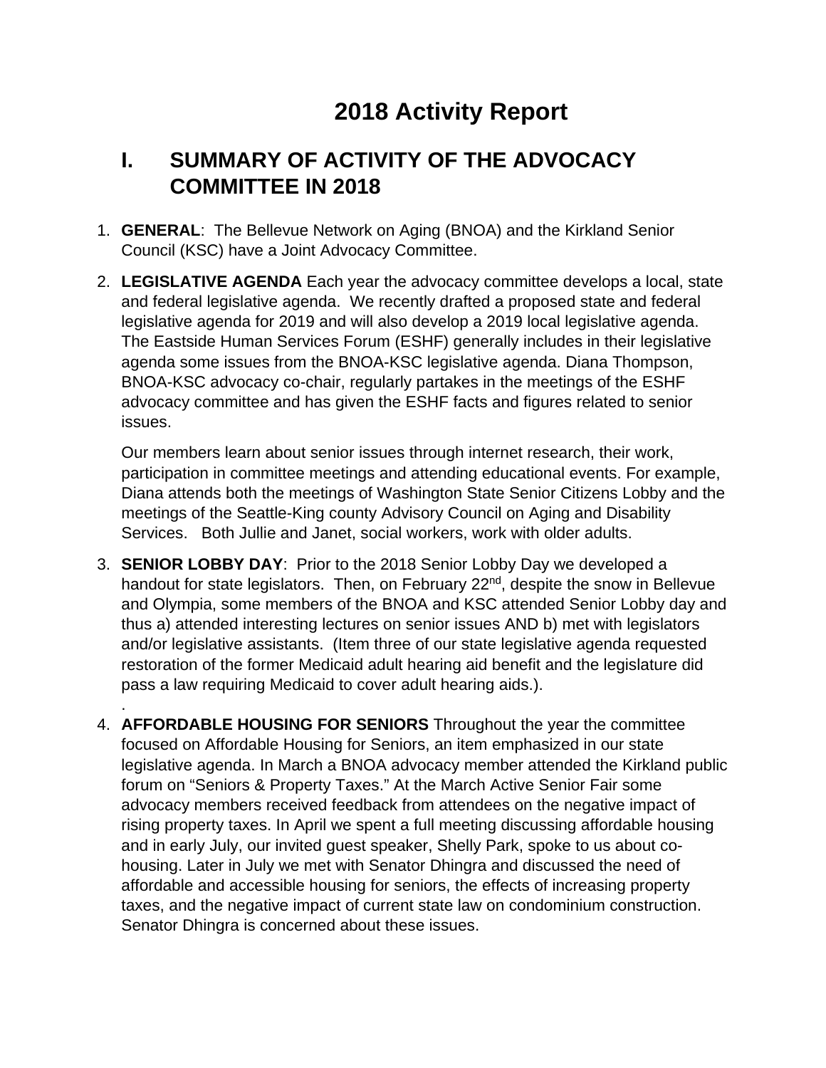# 2018 Activity Report

## I. SUMMARY OF ACTIVITY OF THE ADVOCACY COMMITTEE IN 2018

1. **GENERAL**: The Bellevue Network on Aging (BNOA) and the Kirkland Senior Council (KSC) have a Joint Advocacy Committee.

2. **LEGISLATIVE AGENDA** Each year the advocacy committee develops a local, state and federal legislative agenda. We recently drafted a proposed state and federal legislative agenda for 2019 and will also develop a 2019 local legislative agenda. The Eastside Human Services Forum (ESHF) generally includes in their legislative agenda some issues from the BNOA-KSC legislative agenda. Diana Thompson, BNOA-KSC advocacy co-chair, regularly partakes in the meetings of the ESHF advocacy committee and has given the ESHF facts and figures related to senior issues.

   Our members learn about senior issues through internet research, their work, participation in committee meetings and attending educational events. For example, Diana attends both the meetings of Washington State Senior Citizens Lobby and the meetings of the Seattle-King county Advisory Council on Aging and Disability Services. Both Jullie and Janet, social workers, work with older adults.

3. **SENIOR LOBBY DAY**: Prior to the 2018 Senior Lobby Day we developed a handout for state legislators. Then, on February 22nd, despite the snow in Bellevue and Olympia, some members of the BNOA and KSC attended Senior Lobby day and thus a) attended interesting lectures on senior issues AND b) met with legislators and/or legislative assistants. (Item three of our state legislative agenda requested restoration of the former Medicaid adult hearing aid benefit and the legislature did pass a law requiring Medicaid to cover adult hearing aids.).

   .

4. **AFFORDABLE HOUSING FOR SENIORS** Throughout the year the committee focused on Affordable Housing for Seniors, an item emphasized in our state legislative agenda. In March a BNOA advocacy member attended the Kirkland public forum on "Seniors & Property Taxes." At the March Active Senior Fair some advocacy members received feedback from attendees on the negative impact of rising property taxes. In April we spent a full meeting discussing affordable housing and in early July, our invited guest speaker, Shelly Park, spoke to us about co-housing. Later in July we met with Senator Dhingra and discussed the need of affordable and accessible housing for seniors, the effects of increasing property taxes, and the negative impact of current state law on condominium construction. Senator Dhingra is concerned about these issues.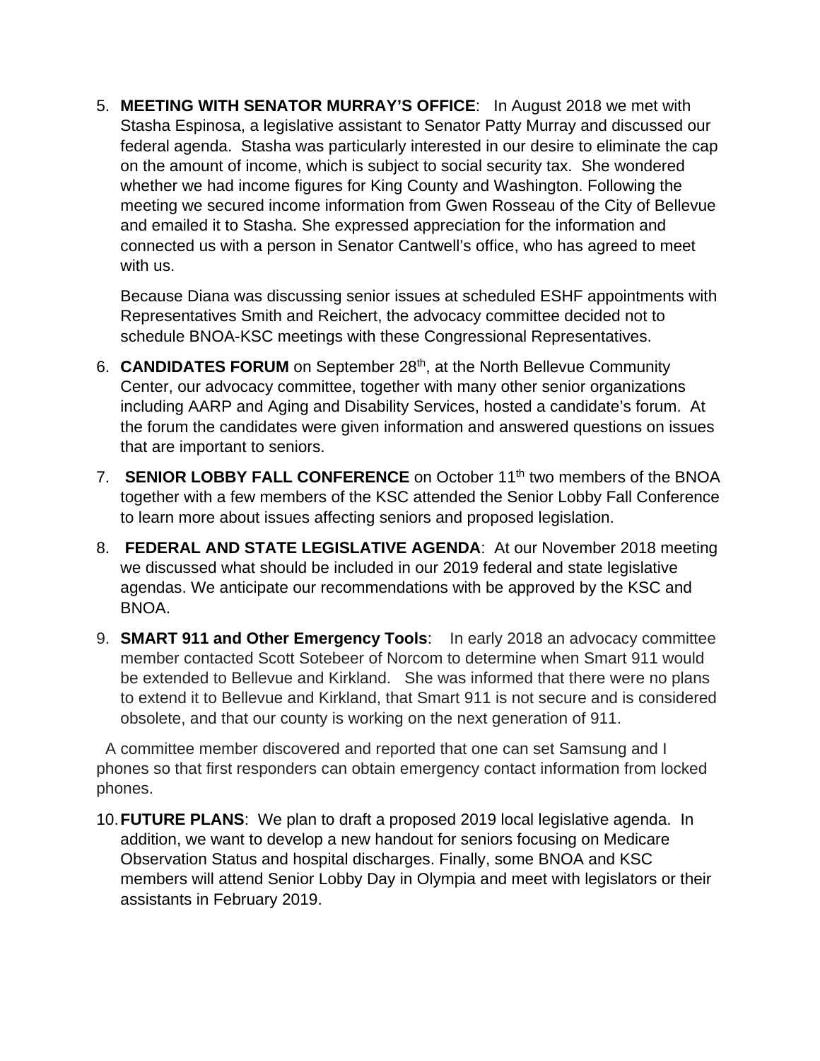5. **MEETING WITH SENATOR MURRAY'S OFFICE**: In August 2018 we met with Stasha Espinosa, a legislative assistant to Senator Patty Murray and discussed our federal agenda. Stasha was particularly interested in our desire to eliminate the cap on the amount of income, which is subject to social security tax. She wondered whether we had income figures for King County and Washington. Following the meeting we secured income information from Gwen Rosseau of the City of Bellevue and emailed it to Stasha. She expressed appreciation for the information and connected us with a person in Senator Cantwell's office, who has agreed to meet with us.

   Because Diana was discussing senior issues at scheduled ESHF appointments with Representatives Smith and Reichert, the advocacy committee decided not to schedule BNOA-KSC meetings with these Congressional Representatives.

6. **CANDIDATES FORUM** on September 28th, at the North Bellevue Community Center, our advocacy committee, together with many other senior organizations including AARP and Aging and Disability Services, hosted a candidate's forum. At the forum the candidates were given information and answered questions on issues that are important to seniors.

7. **SENIOR LOBBY FALL CONFERENCE** on October 11th two members of the BNOA together with a few members of the KSC attended the Senior Lobby Fall Conference to learn more about issues affecting seniors and proposed legislation.

8. **FEDERAL AND STATE LEGISLATIVE AGENDA**: At our November 2018 meeting we discussed what should be included in our 2019 federal and state legislative agendas. We anticipate our recommendations with be approved by the KSC and BNOA.

9. **SMART 911 and Other Emergency Tools**: In early 2018 an advocacy committee member contacted Scott Sotebeer of Norcom to determine when Smart 911 would be extended to Bellevue and Kirkland. She was informed that there were no plans to extend it to Bellevue and Kirkland, that Smart 911 is not secure and is considered obsolete, and that our county is working on the next generation of 911.

A committee member discovered and reported that one can set Samsung and I phones so that first responders can obtain emergency contact information from locked phones.

10. **FUTURE PLANS**: We plan to draft a proposed 2019 local legislative agenda. In addition, we want to develop a new handout for seniors focusing on Medicare Observation Status and hospital discharges. Finally, some BNOA and KSC members will attend Senior Lobby Day in Olympia and meet with legislators or their assistants in February 2019.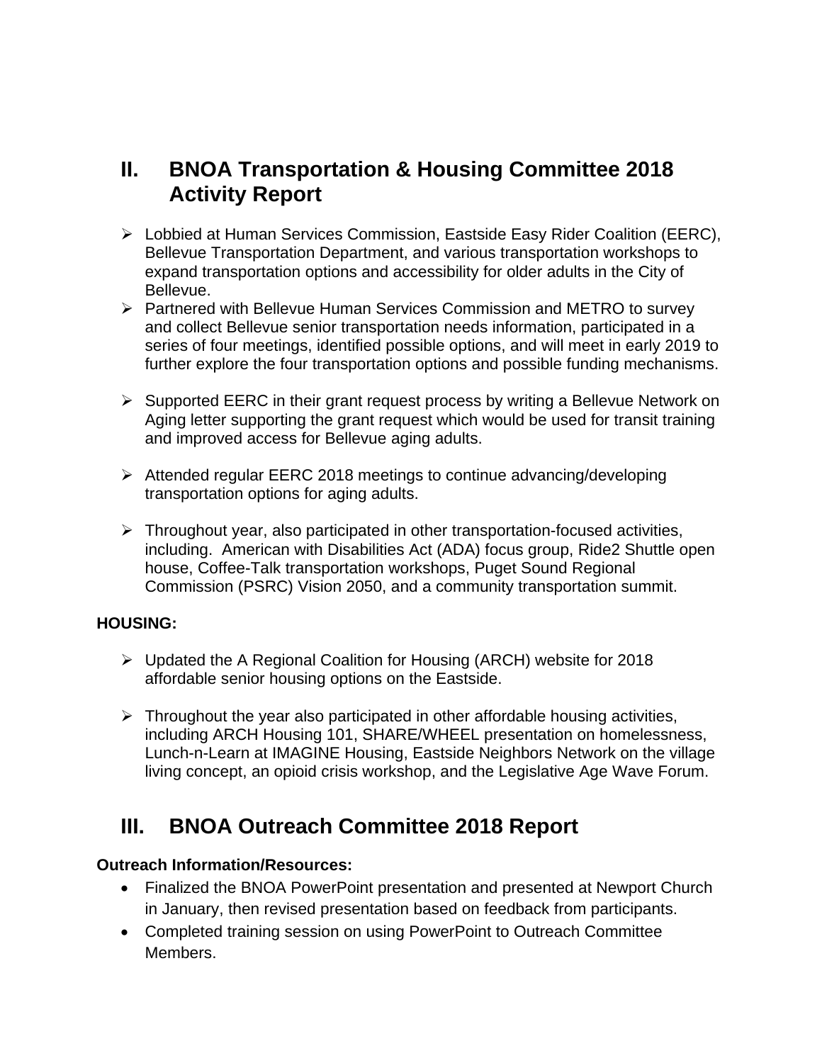## II. BNOA Transportation & Housing Committee 2018 Activity Report

- Lobbied at Human Services Commission, Eastside Easy Rider Coalition (EERC), Bellevue Transportation Department, and various transportation workshops to expand transportation options and accessibility for older adults in the City of Bellevue.
- Partnered with Bellevue Human Services Commission and METRO to survey and collect Bellevue senior transportation needs information, participated in a series of four meetings, identified possible options, and will meet in early 2019 to further explore the four transportation options and possible funding mechanisms.
- Supported EERC in their grant request process by writing a Bellevue Network on Aging letter supporting the grant request which would be used for transit training and improved access for Bellevue aging adults.
- Attended regular EERC 2018 meetings to continue advancing/developing transportation options for aging adults.
- Throughout year, also participated in other transportation-focused activities, including. American with Disabilities Act (ADA) focus group, Ride2 Shuttle open house, Coffee-Talk transportation workshops, Puget Sound Regional Commission (PSRC) Vision 2050, and a community transportation summit.

**HOUSING:**

- Updated the A Regional Coalition for Housing (ARCH) website for 2018 affordable senior housing options on the Eastside.
- Throughout the year also participated in other affordable housing activities, including ARCH Housing 101, SHARE/WHEEL presentation on homelessness, Lunch-n-Learn at IMAGINE Housing, Eastside Neighbors Network on the village living concept, an opioid crisis workshop, and the Legislative Age Wave Forum.

## III. BNOA Outreach Committee 2018 Report

**Outreach Information/Resources:**

- Finalized the BNOA PowerPoint presentation and presented at Newport Church in January, then revised presentation based on feedback from participants.
- Completed training session on using PowerPoint to Outreach Committee Members.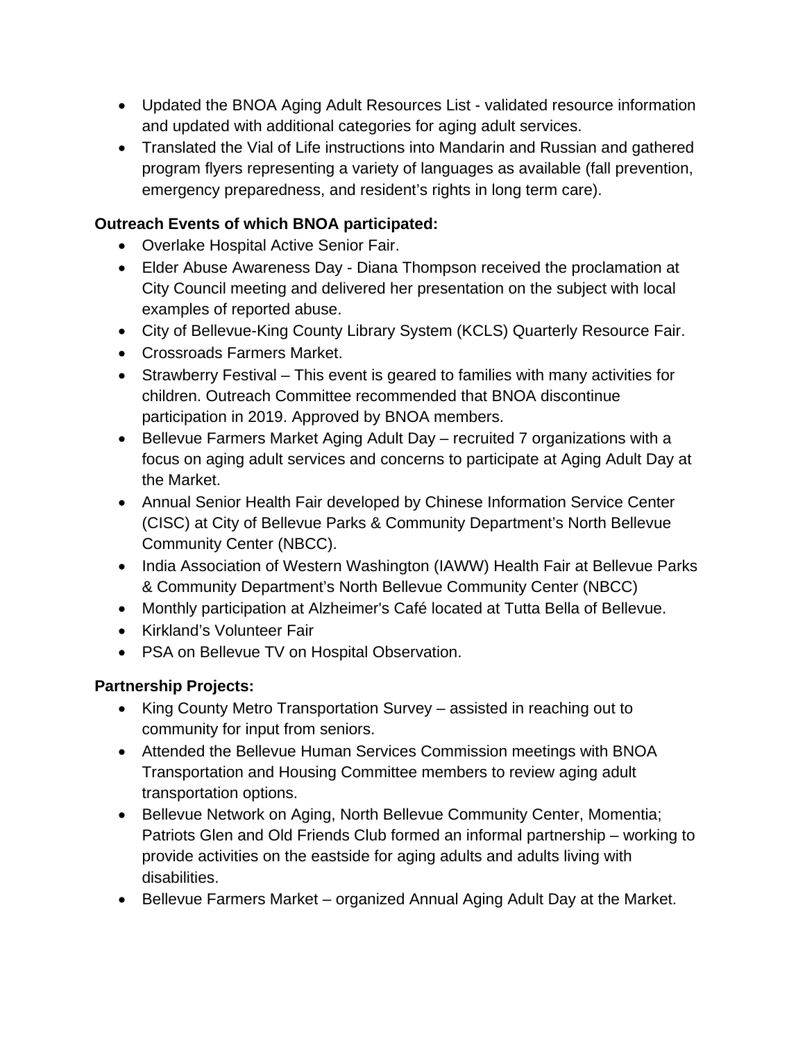- Updated the BNOA Aging Adult Resources List - validated resource information and updated with additional categories for aging adult services.
- Translated the Vial of Life instructions into Mandarin and Russian and gathered program flyers representing a variety of languages as available (fall prevention, emergency preparedness, and resident's rights in long term care).

**Outreach Events of which BNOA participated:**

- Overlake Hospital Active Senior Fair.
- Elder Abuse Awareness Day - Diana Thompson received the proclamation at City Council meeting and delivered her presentation on the subject with local examples of reported abuse.
- City of Bellevue-King County Library System (KCLS) Quarterly Resource Fair.
- Crossroads Farmers Market.
- Strawberry Festival – This event is geared to families with many activities for children. Outreach Committee recommended that BNOA discontinue participation in 2019. Approved by BNOA members.
- Bellevue Farmers Market Aging Adult Day – recruited 7 organizations with a focus on aging adult services and concerns to participate at Aging Adult Day at the Market.
- Annual Senior Health Fair developed by Chinese Information Service Center (CISC) at City of Bellevue Parks & Community Department's North Bellevue Community Center (NBCC).
- India Association of Western Washington (IAWW) Health Fair at Bellevue Parks & Community Department's North Bellevue Community Center (NBCC)
- Monthly participation at Alzheimer's Café located at Tutta Bella of Bellevue.
- Kirkland's Volunteer Fair
- PSA on Bellevue TV on Hospital Observation.

**Partnership Projects:**

- King County Metro Transportation Survey – assisted in reaching out to community for input from seniors.
- Attended the Bellevue Human Services Commission meetings with BNOA Transportation and Housing Committee members to review aging adult transportation options.
- Bellevue Network on Aging, North Bellevue Community Center, Momentia; Patriots Glen and Old Friends Club formed an informal partnership – working to provide activities on the eastside for aging adults and adults living with disabilities.
- Bellevue Farmers Market – organized Annual Aging Adult Day at the Market.